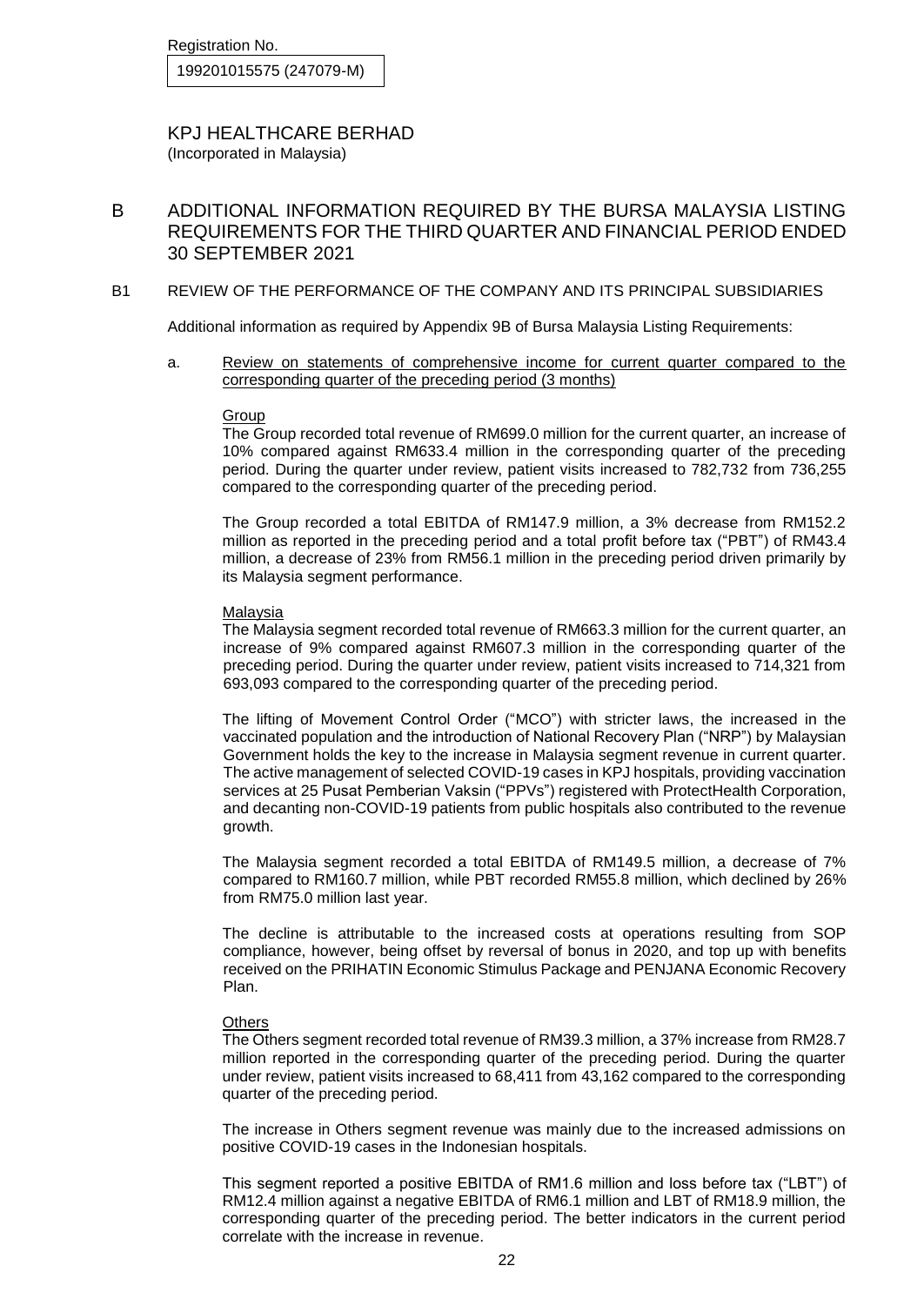Registration No.

199201015575 (247079-M)

KPJ HEALTHCARE BERHAD
(Incorporated in Malaysia)

# B ADDITIONAL INFORMATION REQUIRED BY THE BURSA MALAYSIA LISTING REQUIREMENTS FOR THE THIRD QUARTER AND FINANCIAL PERIOD ENDED 30 SEPTEMBER 2021

## B1 REVIEW OF THE PERFORMANCE OF THE COMPANY AND ITS PRINCIPAL SUBSIDIARIES

Additional information as required by Appendix 9B of Bursa Malaysia Listing Requirements:

a. Review on statements of comprehensive income for current quarter compared to the corresponding quarter of the preceding period (3 months)

Group

The Group recorded total revenue of RM699.0 million for the current quarter, an increase of 10% compared against RM633.4 million in the corresponding quarter of the preceding period. During the quarter under review, patient visits increased to 782,732 from 736,255 compared to the corresponding quarter of the preceding period.

The Group recorded a total EBITDA of RM147.9 million, a 3% decrease from RM152.2 million as reported in the preceding period and a total profit before tax ("PBT") of RM43.4 million, a decrease of 23% from RM56.1 million in the preceding period driven primarily by its Malaysia segment performance.

Malaysia

The Malaysia segment recorded total revenue of RM663.3 million for the current quarter, an increase of 9% compared against RM607.3 million in the corresponding quarter of the preceding period. During the quarter under review, patient visits increased to 714,321 from 693,093 compared to the corresponding quarter of the preceding period.

The lifting of Movement Control Order ("MCO") with stricter laws, the increased in the vaccinated population and the introduction of National Recovery Plan ("NRP") by Malaysian Government holds the key to the increase in Malaysia segment revenue in current quarter. The active management of selected COVID-19 cases in KPJ hospitals, providing vaccination services at 25 Pusat Pemberian Vaksin ("PPVs") registered with ProtectHealth Corporation, and decanting non-COVID-19 patients from public hospitals also contributed to the revenue growth.

The Malaysia segment recorded a total EBITDA of RM149.5 million, a decrease of 7% compared to RM160.7 million, while PBT recorded RM55.8 million, which declined by 26% from RM75.0 million last year.

The decline is attributable to the increased costs at operations resulting from SOP compliance, however, being offset by reversal of bonus in 2020, and top up with benefits received on the PRIHATIN Economic Stimulus Package and PENJANA Economic Recovery Plan.

Others

The Others segment recorded total revenue of RM39.3 million, a 37% increase from RM28.7 million reported in the corresponding quarter of the preceding period. During the quarter under review, patient visits increased to 68,411 from 43,162 compared to the corresponding quarter of the preceding period.

The increase in Others segment revenue was mainly due to the increased admissions on positive COVID-19 cases in the Indonesian hospitals.

This segment reported a positive EBITDA of RM1.6 million and loss before tax ("LBT") of RM12.4 million against a negative EBITDA of RM6.1 million and LBT of RM18.9 million, the corresponding quarter of the preceding period. The better indicators in the current period correlate with the increase in revenue.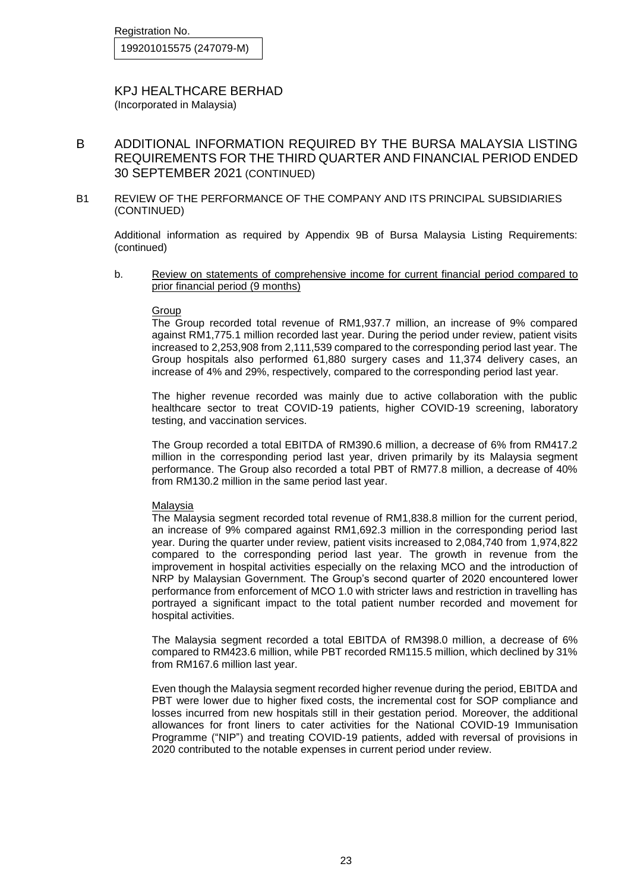Registration No.

199201015575 (247079-M)

KPJ HEALTHCARE BERHAD
(Incorporated in Malaysia)

# B ADDITIONAL INFORMATION REQUIRED BY THE BURSA MALAYSIA LISTING REQUIREMENTS FOR THE THIRD QUARTER AND FINANCIAL PERIOD ENDED 30 SEPTEMBER 2021 (CONTINUED)

## B1 REVIEW OF THE PERFORMANCE OF THE COMPANY AND ITS PRINCIPAL SUBSIDIARIES (CONTINUED)

Additional information as required by Appendix 9B of Bursa Malaysia Listing Requirements: (continued)

b. Review on statements of comprehensive income for current financial period compared to prior financial period (9 months)

Group

The Group recorded total revenue of RM1,937.7 million, an increase of 9% compared against RM1,775.1 million recorded last year. During the period under review, patient visits increased to 2,253,908 from 2,111,539 compared to the corresponding period last year. The Group hospitals also performed 61,880 surgery cases and 11,374 delivery cases, an increase of 4% and 29%, respectively, compared to the corresponding period last year.

The higher revenue recorded was mainly due to active collaboration with the public healthcare sector to treat COVID-19 patients, higher COVID-19 screening, laboratory testing, and vaccination services.

The Group recorded a total EBITDA of RM390.6 million, a decrease of 6% from RM417.2 million in the corresponding period last year, driven primarily by its Malaysia segment performance. The Group also recorded a total PBT of RM77.8 million, a decrease of 40% from RM130.2 million in the same period last year.

Malaysia

The Malaysia segment recorded total revenue of RM1,838.8 million for the current period, an increase of 9% compared against RM1,692.3 million in the corresponding period last year. During the quarter under review, patient visits increased to 2,084,740 from 1,974,822 compared to the corresponding period last year. The growth in revenue from the improvement in hospital activities especially on the relaxing MCO and the introduction of NRP by Malaysian Government. The Group's second quarter of 2020 encountered lower performance from enforcement of MCO 1.0 with stricter laws and restriction in travelling has portrayed a significant impact to the total patient number recorded and movement for hospital activities.

The Malaysia segment recorded a total EBITDA of RM398.0 million, a decrease of 6% compared to RM423.6 million, while PBT recorded RM115.5 million, which declined by 31% from RM167.6 million last year.

Even though the Malaysia segment recorded higher revenue during the period, EBITDA and PBT were lower due to higher fixed costs, the incremental cost for SOP compliance and losses incurred from new hospitals still in their gestation period. Moreover, the additional allowances for front liners to cater activities for the National COVID-19 Immunisation Programme ("NIP") and treating COVID-19 patients, added with reversal of provisions in 2020 contributed to the notable expenses in current period under review.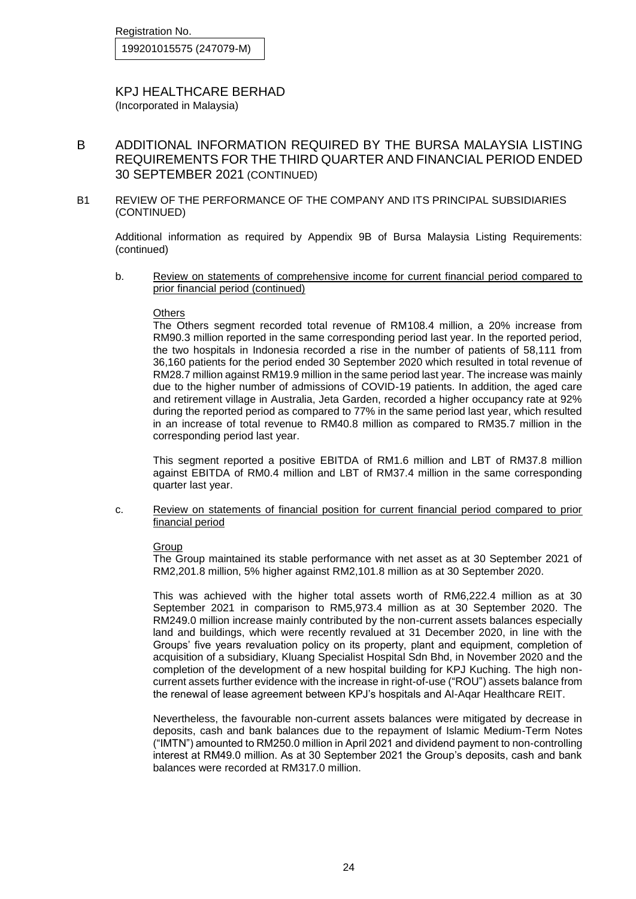Registration No.

199201015575 (247079-M)

KPJ HEALTHCARE BERHAD
(Incorporated in Malaysia)

# B ADDITIONAL INFORMATION REQUIRED BY THE BURSA MALAYSIA LISTING REQUIREMENTS FOR THE THIRD QUARTER AND FINANCIAL PERIOD ENDED 30 SEPTEMBER 2021 (CONTINUED)

## B1 REVIEW OF THE PERFORMANCE OF THE COMPANY AND ITS PRINCIPAL SUBSIDIARIES (CONTINUED)

Additional information as required by Appendix 9B of Bursa Malaysia Listing Requirements: (continued)

b. Review on statements of comprehensive income for current financial period compared to prior financial period (continued)

Others

The Others segment recorded total revenue of RM108.4 million, a 20% increase from RM90.3 million reported in the same corresponding period last year. In the reported period, the two hospitals in Indonesia recorded a rise in the number of patients of 58,111 from 36,160 patients for the period ended 30 September 2020 which resulted in total revenue of RM28.7 million against RM19.9 million in the same period last year. The increase was mainly due to the higher number of admissions of COVID-19 patients. In addition, the aged care and retirement village in Australia, Jeta Garden, recorded a higher occupancy rate at 92% during the reported period as compared to 77% in the same period last year, which resulted in an increase of total revenue to RM40.8 million as compared to RM35.7 million in the corresponding period last year.

This segment reported a positive EBITDA of RM1.6 million and LBT of RM37.8 million against EBITDA of RM0.4 million and LBT of RM37.4 million in the same corresponding quarter last year.

c. Review on statements of financial position for current financial period compared to prior financial period

Group

The Group maintained its stable performance with net asset as at 30 September 2021 of RM2,201.8 million, 5% higher against RM2,101.8 million as at 30 September 2020.

This was achieved with the higher total assets worth of RM6,222.4 million as at 30 September 2021 in comparison to RM5,973.4 million as at 30 September 2020. The RM249.0 million increase mainly contributed by the non-current assets balances especially land and buildings, which were recently revalued at 31 December 2020, in line with the Groups' five years revaluation policy on its property, plant and equipment, completion of acquisition of a subsidiary, Kluang Specialist Hospital Sdn Bhd, in November 2020 and the completion of the development of a new hospital building for KPJ Kuching. The high non-current assets further evidence with the increase in right-of-use ("ROU") assets balance from the renewal of lease agreement between KPJ's hospitals and Al-Aqar Healthcare REIT.

Nevertheless, the favourable non-current assets balances were mitigated by decrease in deposits, cash and bank balances due to the repayment of Islamic Medium-Term Notes ("IMTN") amounted to RM250.0 million in April 2021 and dividend payment to non-controlling interest at RM49.0 million. As at 30 September 2021 the Group's deposits, cash and bank balances were recorded at RM317.0 million.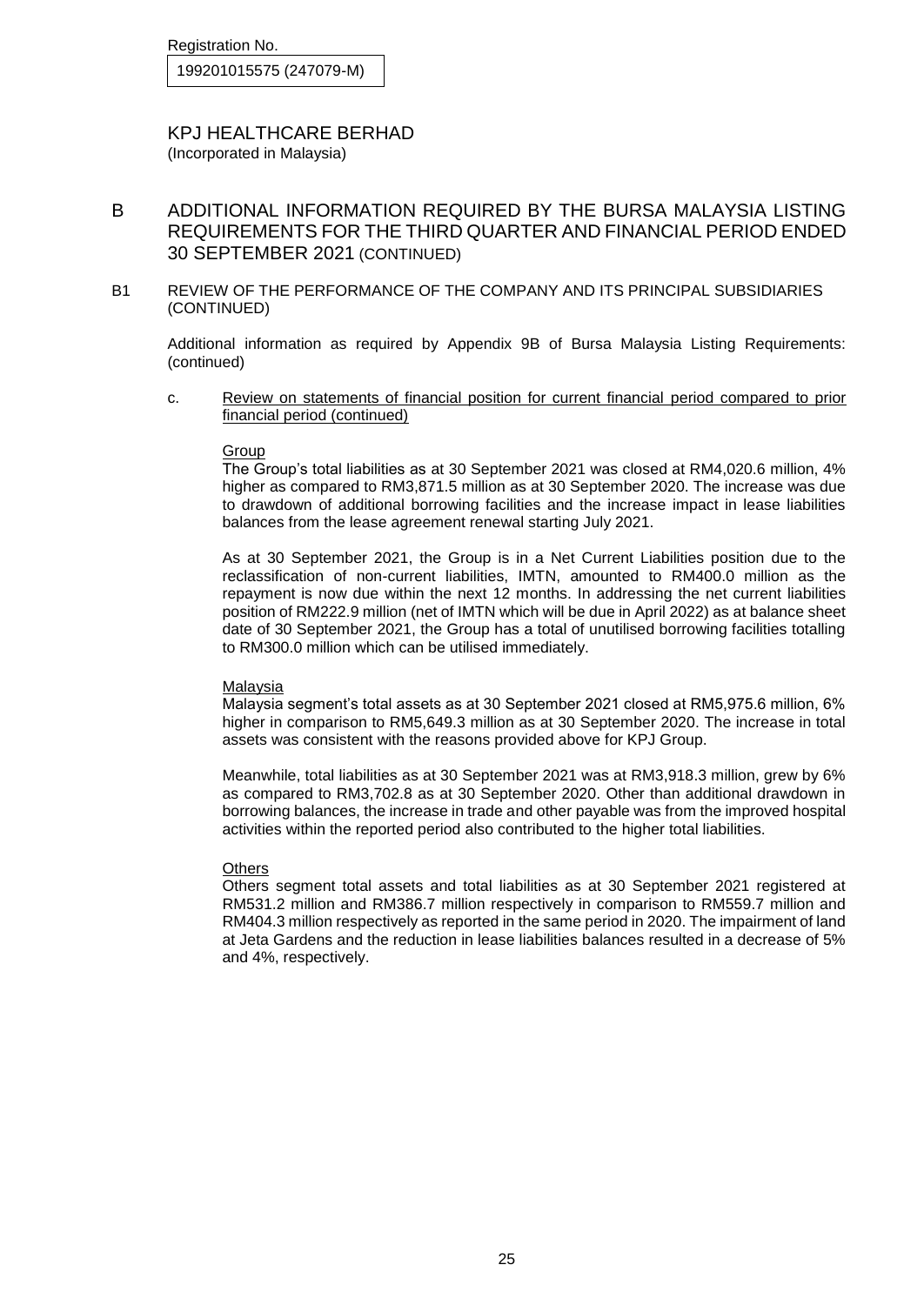Registration No.

199201015575 (247079-M)

# KPJ HEALTHCARE BERHAD

(Incorporated in Malaysia)

## B ADDITIONAL INFORMATION REQUIRED BY THE BURSA MALAYSIA LISTING REQUIREMENTS FOR THE THIRD QUARTER AND FINANCIAL PERIOD ENDED 30 SEPTEMBER 2021 (CONTINUED)

### B1 REVIEW OF THE PERFORMANCE OF THE COMPANY AND ITS PRINCIPAL SUBSIDIARIES (CONTINUED)

Additional information as required by Appendix 9B of Bursa Malaysia Listing Requirements: (continued)

c. Review on statements of financial position for current financial period compared to prior financial period (continued)

Group

The Group's total liabilities as at 30 September 2021 was closed at RM4,020.6 million, 4% higher as compared to RM3,871.5 million as at 30 September 2020. The increase was due to drawdown of additional borrowing facilities and the increase impact in lease liabilities balances from the lease agreement renewal starting July 2021.

As at 30 September 2021, the Group is in a Net Current Liabilities position due to the reclassification of non-current liabilities, IMTN, amounted to RM400.0 million as the repayment is now due within the next 12 months. In addressing the net current liabilities position of RM222.9 million (net of IMTN which will be due in April 2022) as at balance sheet date of 30 September 2021, the Group has a total of unutilised borrowing facilities totalling to RM300.0 million which can be utilised immediately.

Malaysia

Malaysia segment's total assets as at 30 September 2021 closed at RM5,975.6 million, 6% higher in comparison to RM5,649.3 million as at 30 September 2020. The increase in total assets was consistent with the reasons provided above for KPJ Group.

Meanwhile, total liabilities as at 30 September 2021 was at RM3,918.3 million, grew by 6% as compared to RM3,702.8 as at 30 September 2020. Other than additional drawdown in borrowing balances, the increase in trade and other payable was from the improved hospital activities within the reported period also contributed to the higher total liabilities.

Others

Others segment total assets and total liabilities as at 30 September 2021 registered at RM531.2 million and RM386.7 million respectively in comparison to RM559.7 million and RM404.3 million respectively as reported in the same period in 2020. The impairment of land at Jeta Gardens and the reduction in lease liabilities balances resulted in a decrease of 5% and 4%, respectively.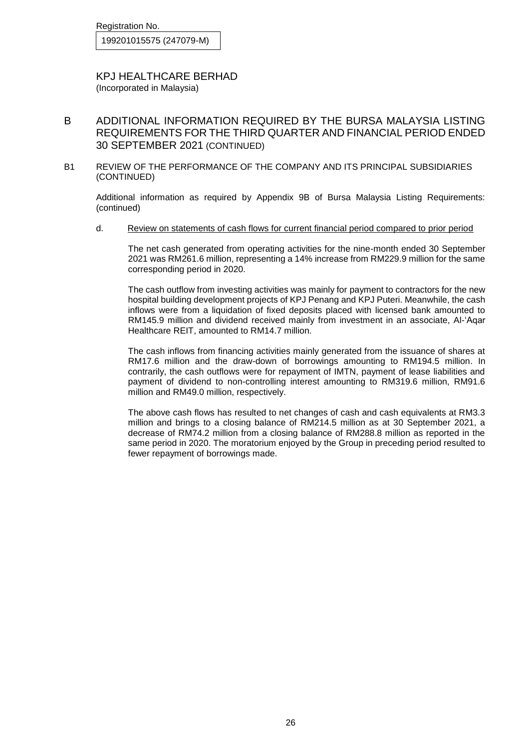Registration No.

199201015575 (247079-M)

KPJ HEALTHCARE BERHAD
(Incorporated in Malaysia)

# B ADDITIONAL INFORMATION REQUIRED BY THE BURSA MALAYSIA LISTING REQUIREMENTS FOR THE THIRD QUARTER AND FINANCIAL PERIOD ENDED 30 SEPTEMBER 2021 (CONTINUED)

## B1 REVIEW OF THE PERFORMANCE OF THE COMPANY AND ITS PRINCIPAL SUBSIDIARIES (CONTINUED)

Additional information as required by Appendix 9B of Bursa Malaysia Listing Requirements: (continued)

d. Review on statements of cash flows for current financial period compared to prior period

The net cash generated from operating activities for the nine-month ended 30 September 2021 was RM261.6 million, representing a 14% increase from RM229.9 million for the same corresponding period in 2020.

The cash outflow from investing activities was mainly for payment to contractors for the new hospital building development projects of KPJ Penang and KPJ Puteri. Meanwhile, the cash inflows were from a liquidation of fixed deposits placed with licensed bank amounted to RM145.9 million and dividend received mainly from investment in an associate, Al-'Aqar Healthcare REIT, amounted to RM14.7 million.

The cash inflows from financing activities mainly generated from the issuance of shares at RM17.6 million and the draw-down of borrowings amounting to RM194.5 million. In contrarily, the cash outflows were for repayment of IMTN, payment of lease liabilities and payment of dividend to non-controlling interest amounting to RM319.6 million, RM91.6 million and RM49.0 million, respectively.

The above cash flows has resulted to net changes of cash and cash equivalents at RM3.3 million and brings to a closing balance of RM214.5 million as at 30 September 2021, a decrease of RM74.2 million from a closing balance of RM288.8 million as reported in the same period in 2020. The moratorium enjoyed by the Group in preceding period resulted to fewer repayment of borrowings made.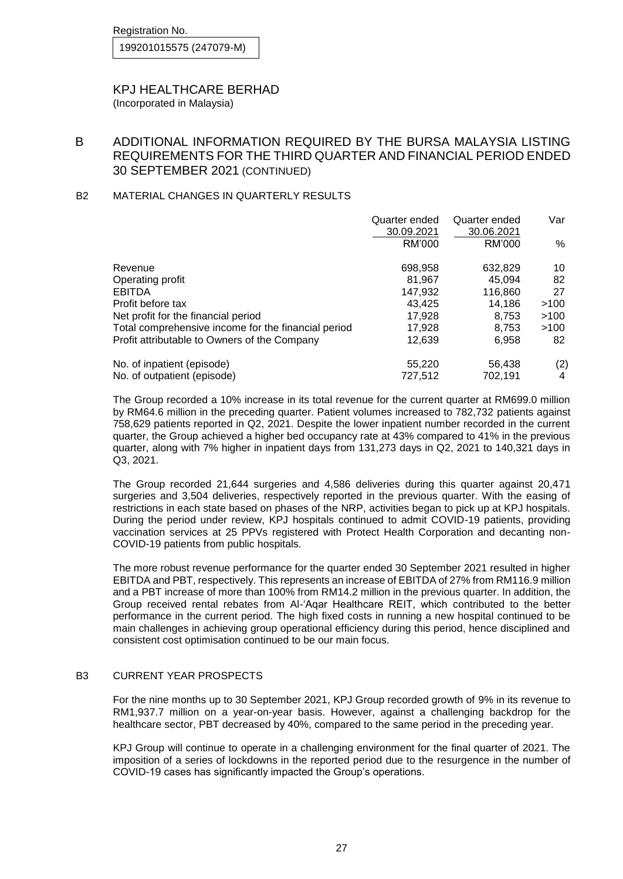Registration No.

199201015575 (247079-M)

# KPJ HEALTHCARE BERHAD

(Incorporated in Malaysia)

## B ADDITIONAL INFORMATION REQUIRED BY THE BURSA MALAYSIA LISTING REQUIREMENTS FOR THE THIRD QUARTER AND FINANCIAL PERIOD ENDED 30 SEPTEMBER 2021 (CONTINUED)

### B2 MATERIAL CHANGES IN QUARTERLY RESULTS

| | Quarter ended 30.09.2021 | Quarter ended 30.06.2021 | Var |
|---|---|---|---|
| | RM'000 | RM'000 | % |
| Revenue | 698,958 | 632,829 | 10 |
| Operating profit | 81,967 | 45,094 | 82 |
| EBITDA | 147,932 | 116,860 | 27 |
| Profit before tax | 43,425 | 14,186 | >100 |
| Net profit for the financial period | 17,928 | 8,753 | >100 |
| Total comprehensive income for the financial period | 17,928 | 8,753 | >100 |
| Profit attributable to Owners of the Company | 12,639 | 6,958 | 82 |
| No. of inpatient (episode) | 55,220 | 56,438 | (2) |
| No. of outpatient (episode) | 727,512 | 702,191 | 4 |

The Group recorded a 10% increase in its total revenue for the current quarter at RM699.0 million by RM64.6 million in the preceding quarter. Patient volumes increased to 782,732 patients against 758,629 patients reported in Q2, 2021. Despite the lower inpatient number recorded in the current quarter, the Group achieved a higher bed occupancy rate at 43% compared to 41% in the previous quarter, along with 7% higher in inpatient days from 131,273 days in Q2, 2021 to 140,321 days in Q3, 2021.

The Group recorded 21,644 surgeries and 4,586 deliveries during this quarter against 20,471 surgeries and 3,504 deliveries, respectively reported in the previous quarter. With the easing of restrictions in each state based on phases of the NRP, activities began to pick up at KPJ hospitals. During the period under review, KPJ hospitals continued to admit COVID-19 patients, providing vaccination services at 25 PPVs registered with Protect Health Corporation and decanting non-COVID-19 patients from public hospitals.

The more robust revenue performance for the quarter ended 30 September 2021 resulted in higher EBITDA and PBT, respectively. This represents an increase of EBITDA of 27% from RM116.9 million and a PBT increase of more than 100% from RM14.2 million in the previous quarter. In addition, the Group received rental rebates from Al-'Aqar Healthcare REIT, which contributed to the better performance in the current period. The high fixed costs in running a new hospital continued to be main challenges in achieving group operational efficiency during this period, hence disciplined and consistent cost optimisation continued to be our main focus.

### B3 CURRENT YEAR PROSPECTS

For the nine months up to 30 September 2021, KPJ Group recorded growth of 9% in its revenue to RM1,937.7 million on a year-on-year basis. However, against a challenging backdrop for the healthcare sector, PBT decreased by 40%, compared to the same period in the preceding year.

KPJ Group will continue to operate in a challenging environment for the final quarter of 2021. The imposition of a series of lockdowns in the reported period due to the resurgence in the number of COVID-19 cases has significantly impacted the Group's operations.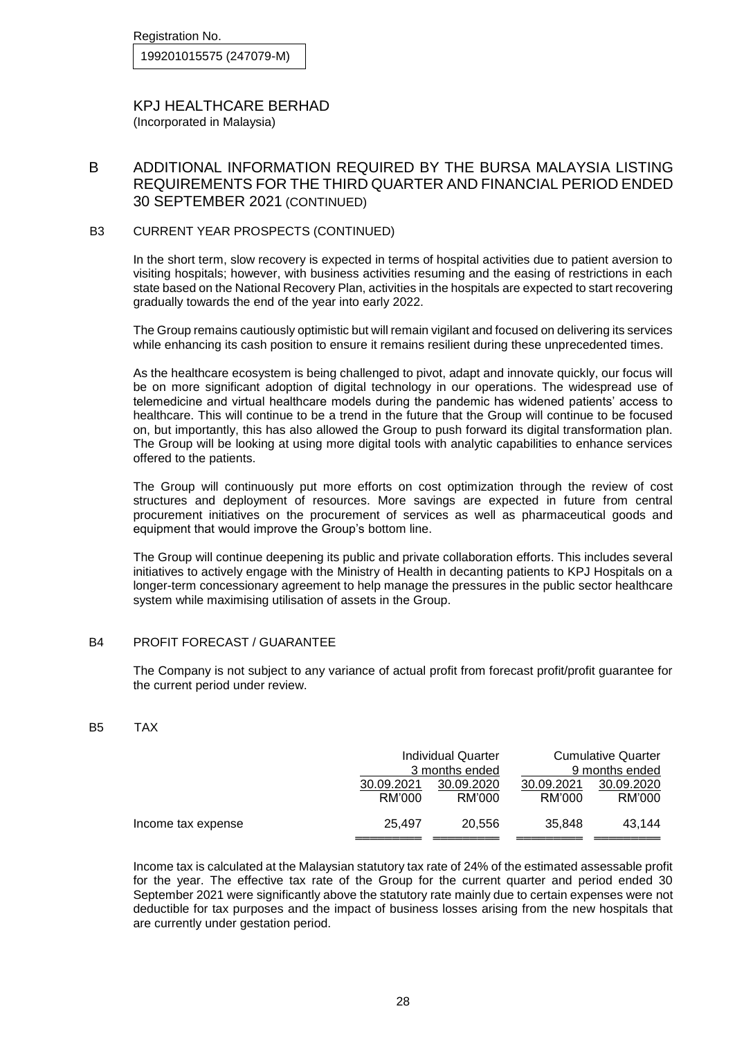Registration No.

199201015575 (247079-M)

KPJ HEALTHCARE BERHAD
(Incorporated in Malaysia)

# B ADDITIONAL INFORMATION REQUIRED BY THE BURSA MALAYSIA LISTING REQUIREMENTS FOR THE THIRD QUARTER AND FINANCIAL PERIOD ENDED 30 SEPTEMBER 2021 (CONTINUED)

## B3 CURRENT YEAR PROSPECTS (CONTINUED)

In the short term, slow recovery is expected in terms of hospital activities due to patient aversion to visiting hospitals; however, with business activities resuming and the easing of restrictions in each state based on the National Recovery Plan, activities in the hospitals are expected to start recovering gradually towards the end of the year into early 2022.

The Group remains cautiously optimistic but will remain vigilant and focused on delivering its services while enhancing its cash position to ensure it remains resilient during these unprecedented times.

As the healthcare ecosystem is being challenged to pivot, adapt and innovate quickly, our focus will be on more significant adoption of digital technology in our operations. The widespread use of telemedicine and virtual healthcare models during the pandemic has widened patients' access to healthcare. This will continue to be a trend in the future that the Group will continue to be focused on, but importantly, this has also allowed the Group to push forward its digital transformation plan. The Group will be looking at using more digital tools with analytic capabilities to enhance services offered to the patients.

The Group will continuously put more efforts on cost optimization through the review of cost structures and deployment of resources. More savings are expected in future from central procurement initiatives on the procurement of services as well as pharmaceutical goods and equipment that would improve the Group's bottom line.

The Group will continue deepening its public and private collaboration efforts. This includes several initiatives to actively engage with the Ministry of Health in decanting patients to KPJ Hospitals on a longer-term concessionary agreement to help manage the pressures in the public sector healthcare system while maximising utilisation of assets in the Group.

## B4 PROFIT FORECAST / GUARANTEE

The Company is not subject to any variance of actual profit from forecast profit/profit guarantee for the current period under review.

## B5 TAX

| | Individual Quarter 3 months ended | | Cumulative Quarter 9 months ended | |
|---|---|---|---|---|
| | 30.09.2021 RM'000 | 30.09.2020 RM'000 | 30.09.2021 RM'000 | 30.09.2020 RM'000 |
| Income tax expense | 25,497 | 20,556 | 35,848 | 43,144 |

Income tax is calculated at the Malaysian statutory tax rate of 24% of the estimated assessable profit for the year. The effective tax rate of the Group for the current quarter and period ended 30 September 2021 were significantly above the statutory rate mainly due to certain expenses were not deductible for tax purposes and the impact of business losses arising from the new hospitals that are currently under gestation period.